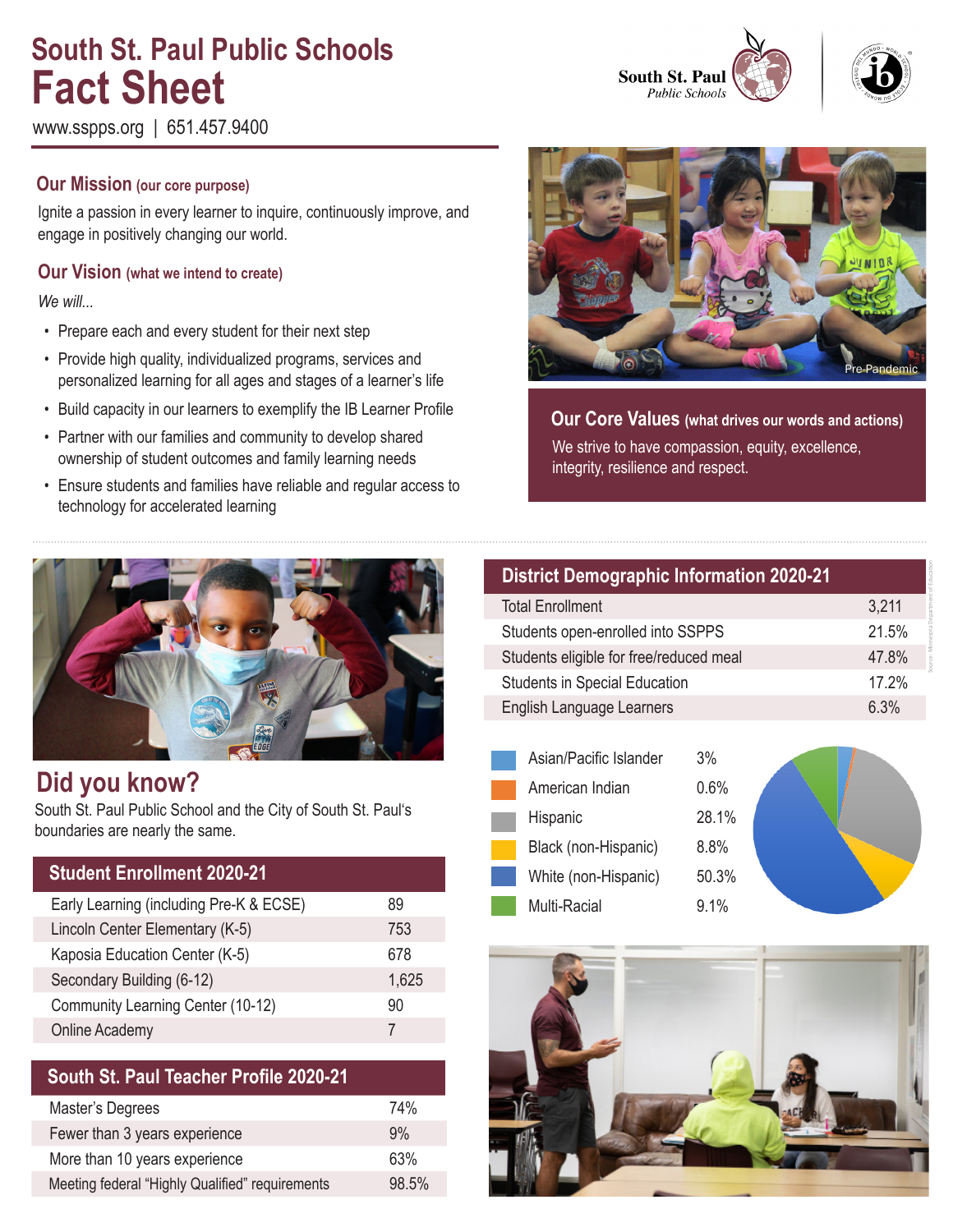# South St. Paul Public Schools
# Fact Sheet

www.sspps.org | 651.457.9400

## Our Mission (our core purpose)

Ignite a passion in every learner to inquire, continuously improve, and engage in positively changing our world.

## Our Vision (what we intend to create)

*We will...*

- Prepare each and every student for their next step
- Provide high quality, individualized programs, services and personalized learning for all ages and stages of a learner's life
- Build capacity in our learners to exemplify the IB Learner Profile
- Partner with our families and community to develop shared ownership of student outcomes and family learning needs
- Ensure students and families have reliable and regular access to technology for accelerated learning

Pre-Pandemic

## Our Core Values (what drives our words and actions)

We strive to have compassion, equity, excellence, integrity, resilience and respect.

## Did you know?

South St. Paul Public School and the City of South St. Paul's boundaries are nearly the same.

| Student Enrollment 2020-21 | |
|---|---|
| Early Learning (including Pre-K & ECSE) | 89 |
| Lincoln Center Elementary (K-5) | 753 |
| Kaposia Education Center (K-5) | 678 |
| Secondary Building (6-12) | 1,625 |
| Community Learning Center (10-12) | 90 |
| Online Academy | 7 |

| South St. Paul Teacher Profile 2020-21 | |
|---|---|
| Master's Degrees | 74% |
| Fewer than 3 years experience | 9% |
| More than 10 years experience | 63% |
| Meeting federal "Highly Qualified" requirements | 98.5% |

| District Demographic Information 2020-21 | |
|---|---|
| Total Enrollment | 3,211 |
| Students open-enrolled into SSPPS | 21.5% |
| Students eligible for free/reduced meal | 47.8% |
| Students in Special Education | 17.2% |
| English Language Learners | 6.3% |

Source: Minnesota Department of Education

| | |
|---|---|
| Asian/Pacific Islander | 3% |
| American Indian | 0.6% |
| Hispanic | 28.1% |
| Black (non-Hispanic) | 8.8% |
| White (non-Hispanic) | 50.3% |
| Multi-Racial | 9.1% |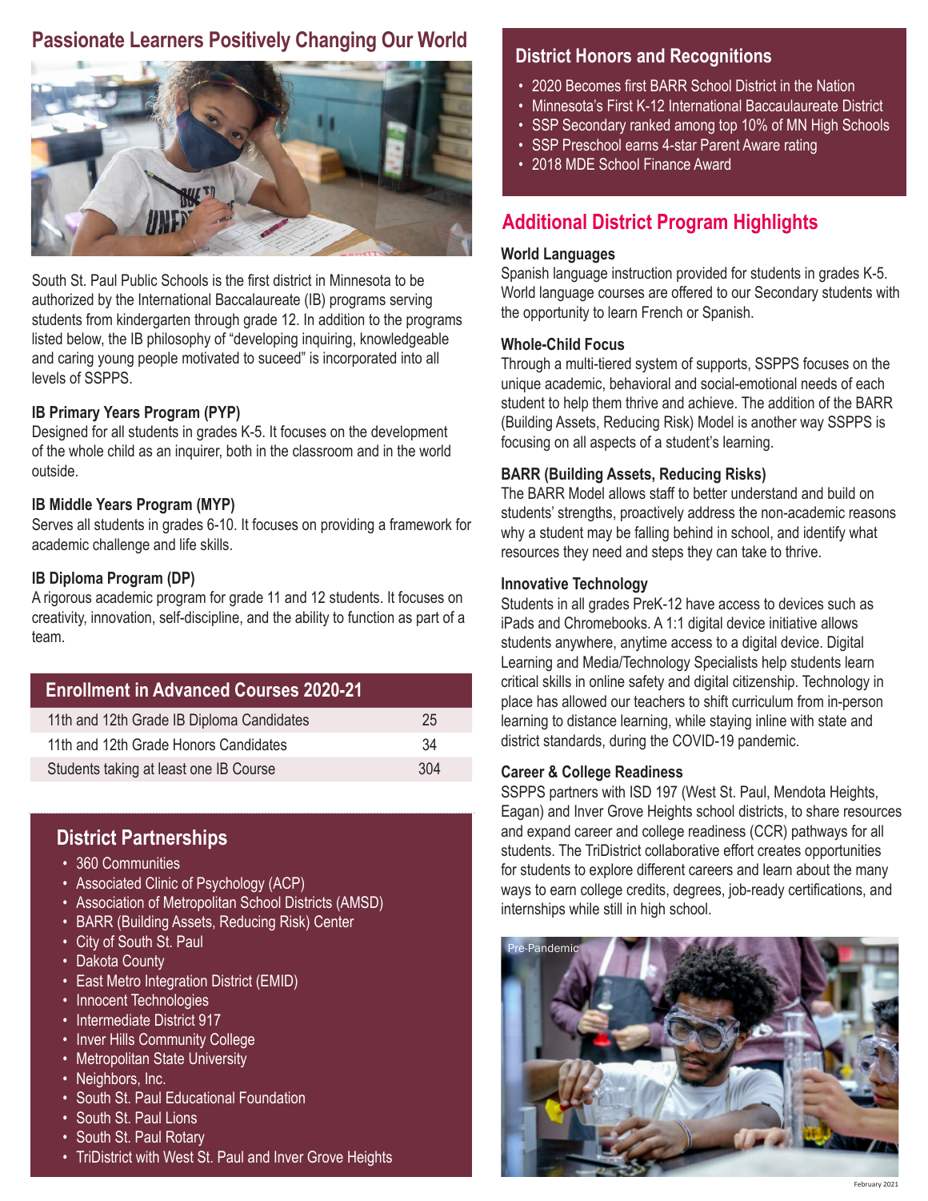## Passionate Learners Positively Changing Our World

South St. Paul Public Schools is the first district in Minnesota to be authorized by the International Baccalaureate (IB) programs serving students from kindergarten through grade 12. In addition to the programs listed below, the IB philosophy of "developing inquiring, knowledgeable and caring young people motivated to suceed" is incorporated into all levels of SSPPS.

### IB Primary Years Program (PYP)

Designed for all students in grades K-5. It focuses on the development of the whole child as an inquirer, both in the classroom and in the world outside.

### IB Middle Years Program (MYP)

Serves all students in grades 6-10. It focuses on providing a framework for academic challenge and life skills.

### IB Diploma Program (DP)

A rigorous academic program for grade 11 and 12 students. It focuses on creativity, innovation, self-discipline, and the ability to function as part of a team.

### Enrollment in Advanced Courses 2020-21

| | |
|---|---|
| 11th and 12th Grade IB Diploma Candidates | 25 |
| 11th and 12th Grade Honors Candidates | 34 |
| Students taking at least one IB Course | 304 |

### District Partnerships

- 360 Communities
- Associated Clinic of Psychology (ACP)
- Association of Metropolitan School Districts (AMSD)
- BARR (Building Assets, Reducing Risk) Center
- City of South St. Paul
- Dakota County
- East Metro Integration District (EMID)
- Innocent Technologies
- Intermediate District 917
- Inver Hills Community College
- Metropolitan State University
- Neighbors, Inc.
- South St. Paul Educational Foundation
- South St. Paul Lions
- South St. Paul Rotary
- TriDistrict with West St. Paul and Inver Grove Heights

### District Honors and Recognitions

- 2020 Becomes first BARR School District in the Nation
- Minnesota's First K-12 International Baccalaureate District
- SSP Secondary ranked among top 10% of MN High Schools
- SSP Preschool earns 4-star Parent Aware rating
- 2018 MDE School Finance Award

## Additional District Program Highlights

### World Languages

Spanish language instruction provided for students in grades K-5. World language courses are offered to our Secondary students with the opportunity to learn French or Spanish.

### Whole-Child Focus

Through a multi-tiered system of supports, SSPPS focuses on the unique academic, behavioral and social-emotional needs of each student to help them thrive and achieve. The addition of the BARR (Building Assets, Reducing Risk) Model is another way SSPPS is focusing on all aspects of a student's learning.

### BARR (Building Assets, Reducing Risks)

The BARR Model allows staff to better understand and build on students' strengths, proactively address the non-academic reasons why a student may be falling behind in school, and identify what resources they need and steps they can take to thrive.

### Innovative Technology

Students in all grades PreK-12 have access to devices such as iPads and Chromebooks. A 1:1 digital device initiative allows students anywhere, anytime access to a digital device. Digital Learning and Media/Technology Specialists help students learn critical skills in online safety and digital citizenship. Technology in place has allowed our teachers to shift curriculum from in-person learning to distance learning, while staying inline with state and district standards, during the COVID-19 pandemic.

### Career & College Readiness

SSPPS partners with ISD 197 (West St. Paul, Mendota Heights, Eagan) and Inver Grove Heights school districts, to share resources and expand career and college readiness (CCR) pathways for all students. The TriDistrict collaborative effort creates opportunities for students to explore different careers and learn about the many ways to earn college credits, degrees, job-ready certifications, and internships while still in high school.

Pre-Pandemic

February 2021